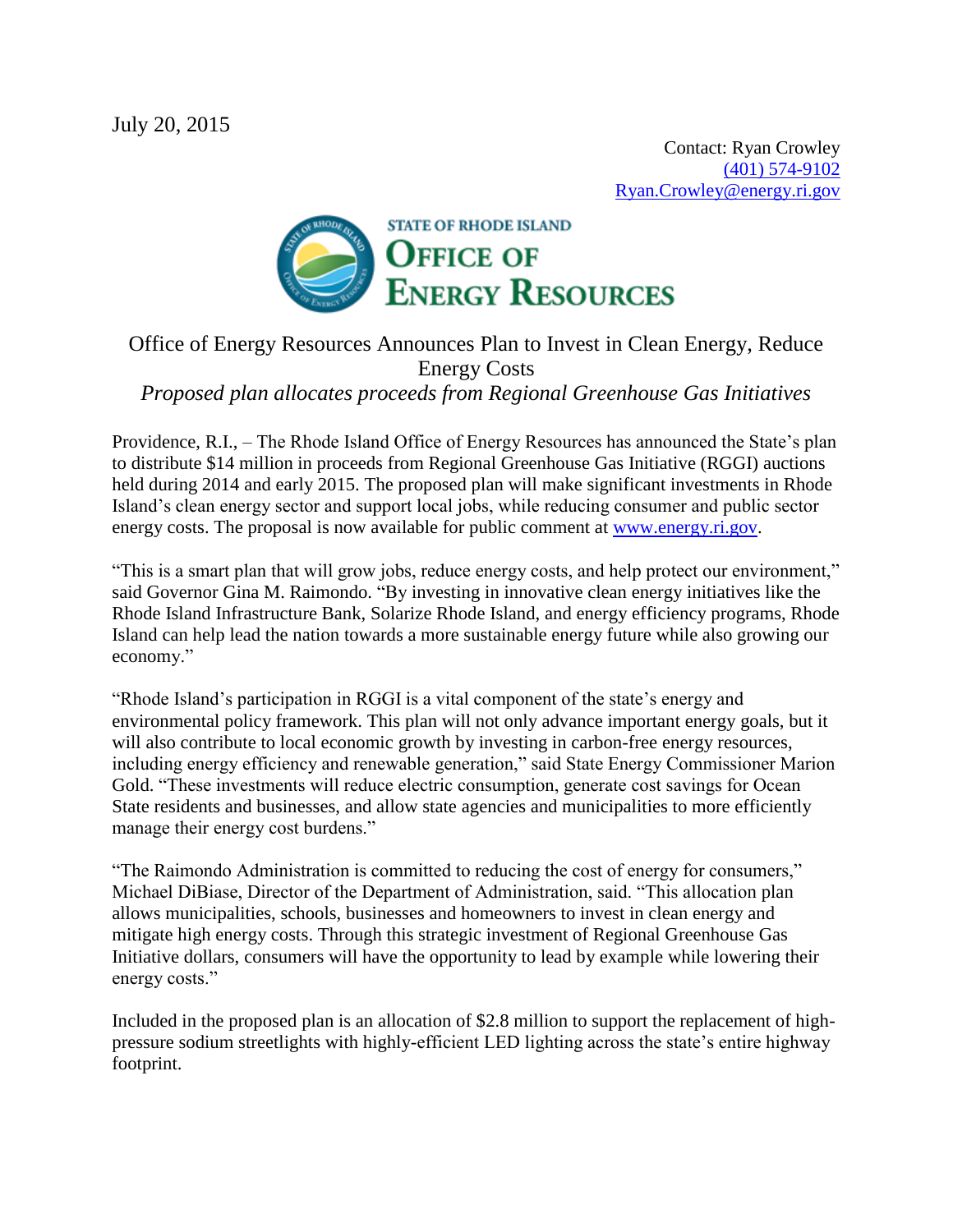July 20, 2015

Contact: Ryan Crowley
(401) 574-9102
Ryan.Crowley@energy.ri.gov

STATE OF RHODE ISLAND
OFFICE OF ENERGY RESOURCES

# Office of Energy Resources Announces Plan to Invest in Clean Energy, Reduce Energy Costs

*Proposed plan allocates proceeds from Regional Greenhouse Gas Initiatives*

Providence, R.I., – The Rhode Island Office of Energy Resources has announced the State's plan to distribute $14 million in proceeds from Regional Greenhouse Gas Initiative (RGGI) auctions held during 2014 and early 2015. The proposed plan will make significant investments in Rhode Island's clean energy sector and support local jobs, while reducing consumer and public sector energy costs. The proposal is now available for public comment at www.energy.ri.gov.

"This is a smart plan that will grow jobs, reduce energy costs, and help protect our environment," said Governor Gina M. Raimondo. "By investing in innovative clean energy initiatives like the Rhode Island Infrastructure Bank, Solarize Rhode Island, and energy efficiency programs, Rhode Island can help lead the nation towards a more sustainable energy future while also growing our economy."

"Rhode Island's participation in RGGI is a vital component of the state's energy and environmental policy framework. This plan will not only advance important energy goals, but it will also contribute to local economic growth by investing in carbon-free energy resources, including energy efficiency and renewable generation," said State Energy Commissioner Marion Gold. "These investments will reduce electric consumption, generate cost savings for Ocean State residents and businesses, and allow state agencies and municipalities to more efficiently manage their energy cost burdens."

"The Raimondo Administration is committed to reducing the cost of energy for consumers," Michael DiBiase, Director of the Department of Administration, said. "This allocation plan allows municipalities, schools, businesses and homeowners to invest in clean energy and mitigate high energy costs. Through this strategic investment of Regional Greenhouse Gas Initiative dollars, consumers will have the opportunity to lead by example while lowering their energy costs."

Included in the proposed plan is an allocation of $2.8 million to support the replacement of high-pressure sodium streetlights with highly-efficient LED lighting across the state's entire highway footprint.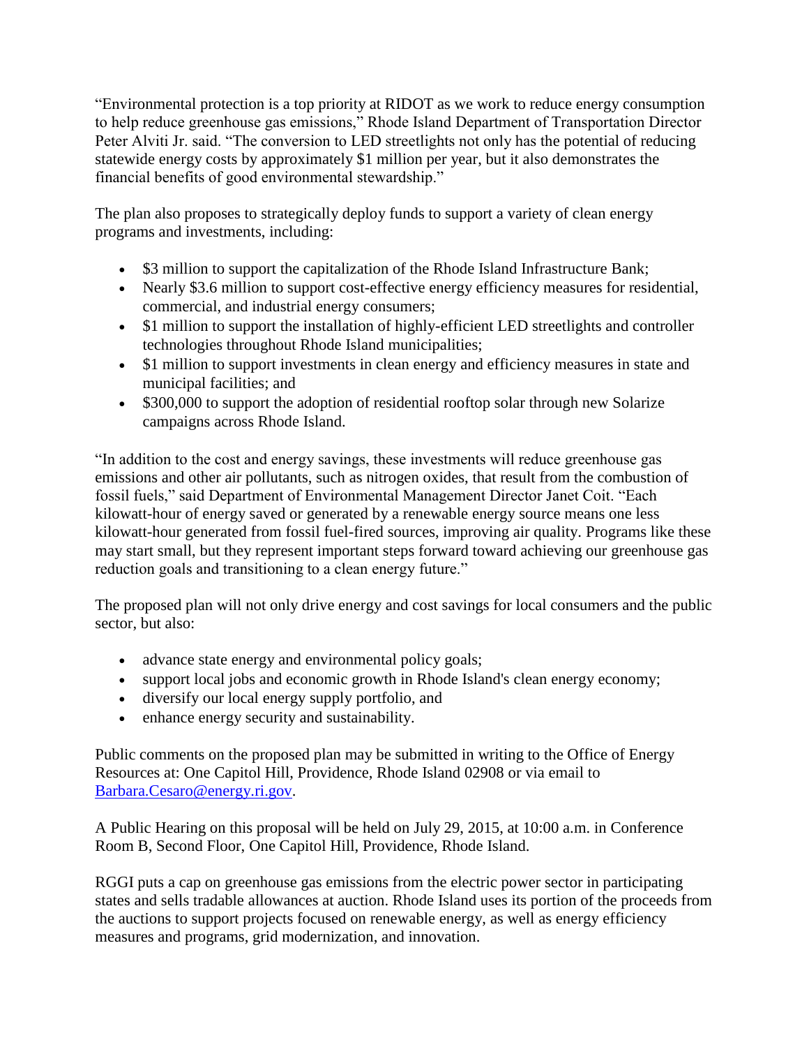"Environmental protection is a top priority at RIDOT as we work to reduce energy consumption to help reduce greenhouse gas emissions," Rhode Island Department of Transportation Director Peter Alviti Jr. said. "The conversion to LED streetlights not only has the potential of reducing statewide energy costs by approximately $1 million per year, but it also demonstrates the financial benefits of good environmental stewardship."

The plan also proposes to strategically deploy funds to support a variety of clean energy programs and investments, including:

- $3 million to support the capitalization of the Rhode Island Infrastructure Bank;
- Nearly $3.6 million to support cost-effective energy efficiency measures for residential, commercial, and industrial energy consumers;
- $1 million to support the installation of highly-efficient LED streetlights and controller technologies throughout Rhode Island municipalities;
- $1 million to support investments in clean energy and efficiency measures in state and municipal facilities; and
- $300,000 to support the adoption of residential rooftop solar through new Solarize campaigns across Rhode Island.

"In addition to the cost and energy savings, these investments will reduce greenhouse gas emissions and other air pollutants, such as nitrogen oxides, that result from the combustion of fossil fuels," said Department of Environmental Management Director Janet Coit. "Each kilowatt-hour of energy saved or generated by a renewable energy source means one less kilowatt-hour generated from fossil fuel-fired sources, improving air quality. Programs like these may start small, but they represent important steps forward toward achieving our greenhouse gas reduction goals and transitioning to a clean energy future."

The proposed plan will not only drive energy and cost savings for local consumers and the public sector, but also:

- advance state energy and environmental policy goals;
- support local jobs and economic growth in Rhode Island's clean energy economy;
- diversify our local energy supply portfolio, and
- enhance energy security and sustainability.

Public comments on the proposed plan may be submitted in writing to the Office of Energy Resources at: One Capitol Hill, Providence, Rhode Island 02908 or via email to [Barbara.Cesaro@energy.ri.gov](mailto:Barbara.Cesaro@energy.ri.gov).

A Public Hearing on this proposal will be held on July 29, 2015, at 10:00 a.m. in Conference Room B, Second Floor, One Capitol Hill, Providence, Rhode Island.

RGGI puts a cap on greenhouse gas emissions from the electric power sector in participating states and sells tradable allowances at auction. Rhode Island uses its portion of the proceeds from the auctions to support projects focused on renewable energy, as well as energy efficiency measures and programs, grid modernization, and innovation.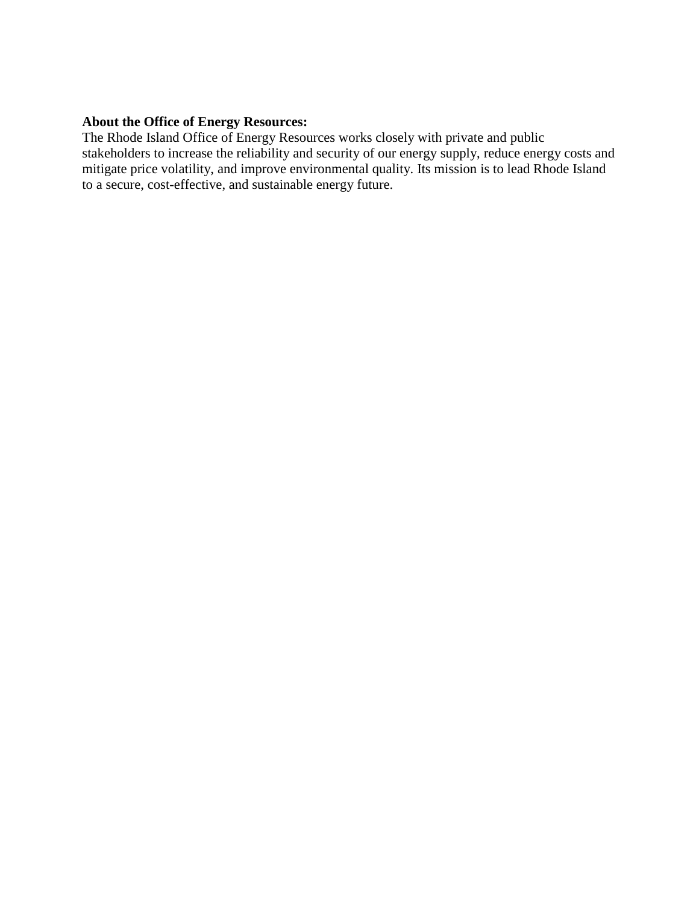**About the Office of Energy Resources:**
The Rhode Island Office of Energy Resources works closely with private and public stakeholders to increase the reliability and security of our energy supply, reduce energy costs and mitigate price volatility, and improve environmental quality. Its mission is to lead Rhode Island to a secure, cost-effective, and sustainable energy future.